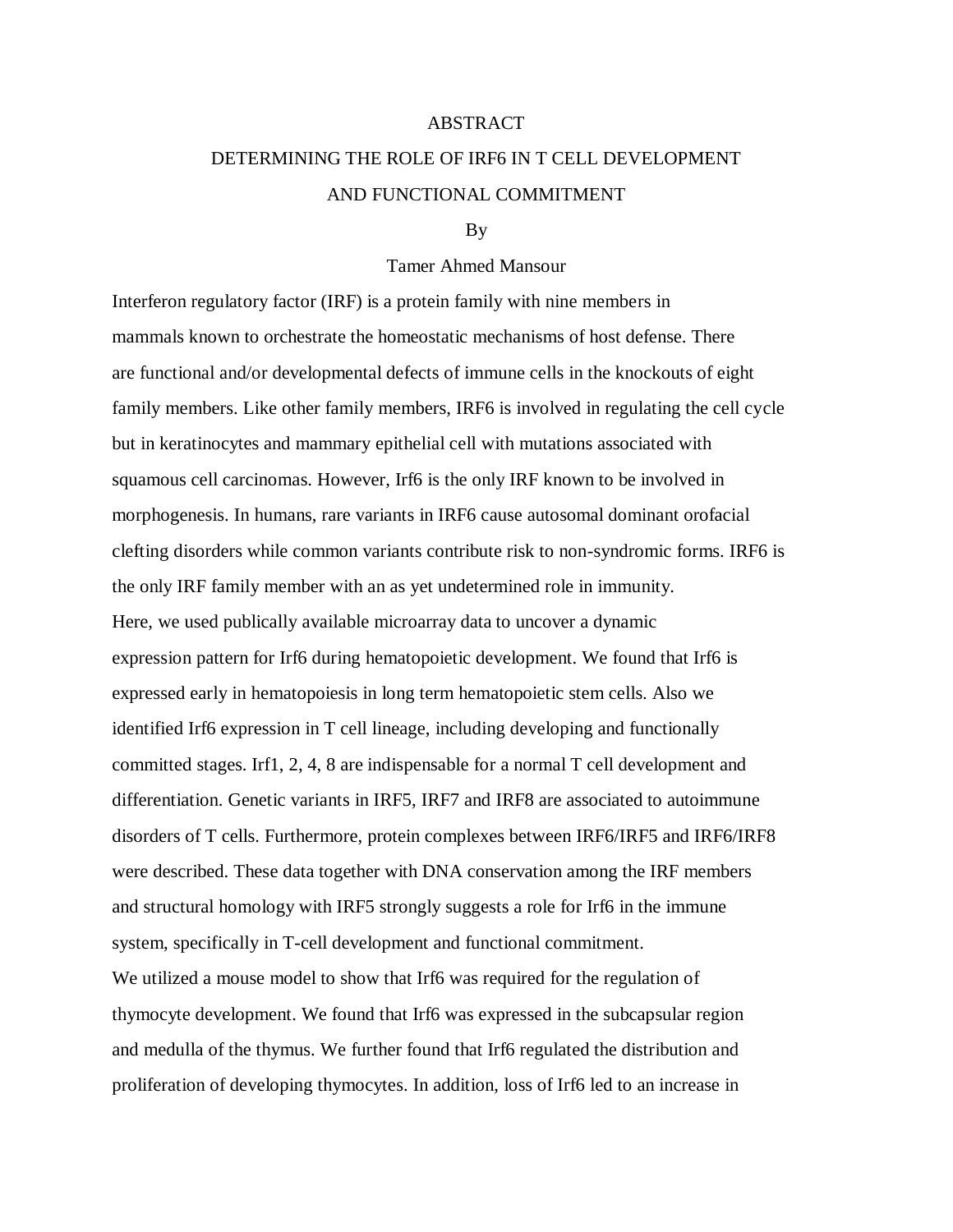# ABSTRACT

## DETERMINING THE ROLE OF IRF6 IN T CELL DEVELOPMENT AND FUNCTIONAL COMMITMENT

By

Tamer Ahmed Mansour

Interferon regulatory factor (IRF) is a protein family with nine members in mammals known to orchestrate the homeostatic mechanisms of host defense. There are functional and/or developmental defects of immune cells in the knockouts of eight family members. Like other family members, IRF6 is involved in regulating the cell cycle but in keratinocytes and mammary epithelial cell with mutations associated with squamous cell carcinomas. However, Irf6 is the only IRF known to be involved in morphogenesis. In humans, rare variants in IRF6 cause autosomal dominant orofacial clefting disorders while common variants contribute risk to non-syndromic forms. IRF6 is the only IRF family member with an as yet undetermined role in immunity.

Here, we used publically available microarray data to uncover a dynamic expression pattern for Irf6 during hematopoietic development. We found that Irf6 is expressed early in hematopoiesis in long term hematopoietic stem cells. Also we identified Irf6 expression in T cell lineage, including developing and functionally committed stages. Irf1, 2, 4, 8 are indispensable for a normal T cell development and differentiation. Genetic variants in IRF5, IRF7 and IRF8 are associated to autoimmune disorders of T cells. Furthermore, protein complexes between IRF6/IRF5 and IRF6/IRF8 were described. These data together with DNA conservation among the IRF members and structural homology with IRF5 strongly suggests a role for Irf6 in the immune system, specifically in T-cell development and functional commitment.

We utilized a mouse model to show that Irf6 was required for the regulation of thymocyte development. We found that Irf6 was expressed in the subcapsular region and medulla of the thymus. We further found that Irf6 regulated the distribution and proliferation of developing thymocytes. In addition, loss of Irf6 led to an increase in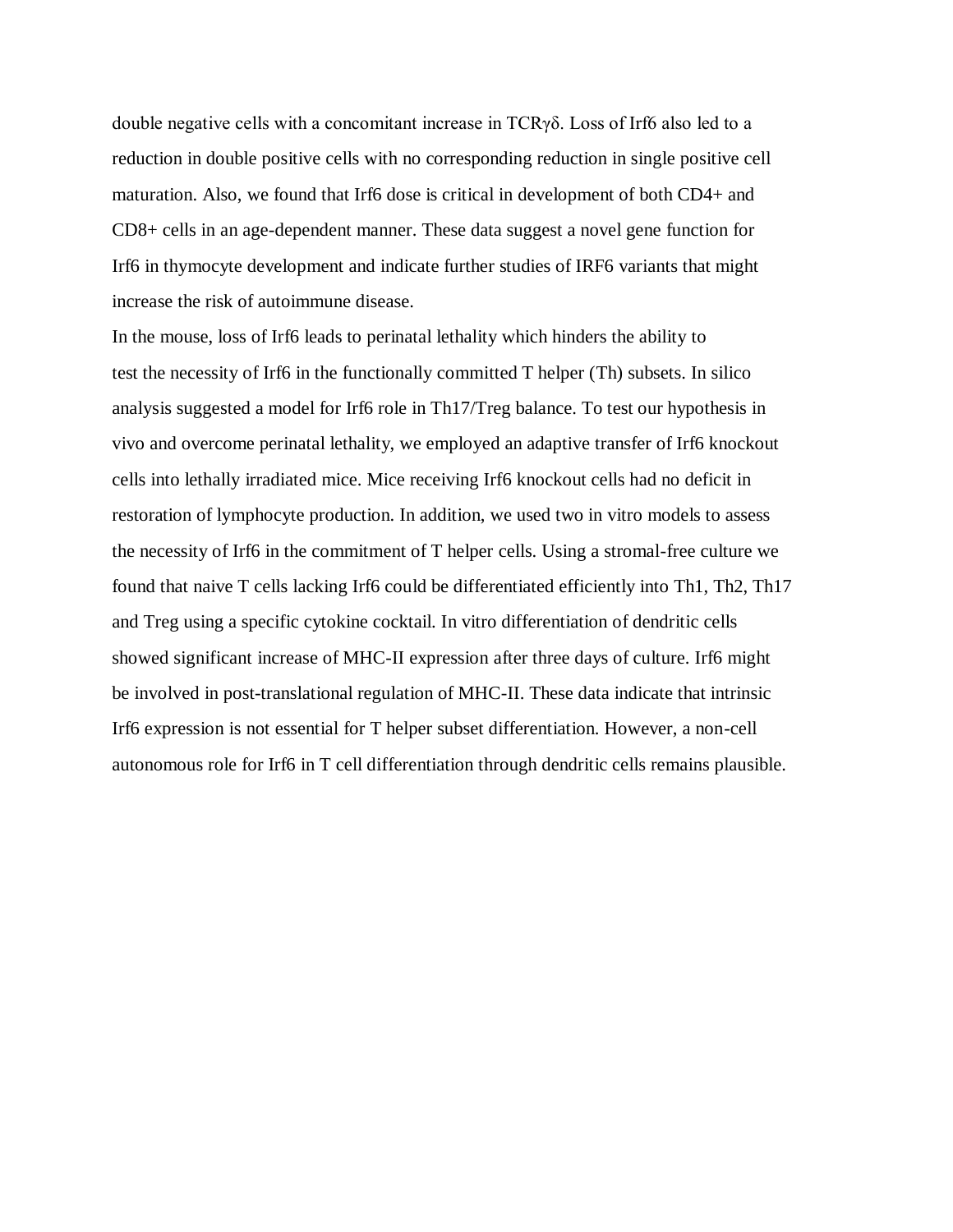double negative cells with a concomitant increase in TCRγδ. Loss of Irf6 also led to a reduction in double positive cells with no corresponding reduction in single positive cell maturation. Also, we found that Irf6 dose is critical in development of both CD4+ and CD8+ cells in an age-dependent manner. These data suggest a novel gene function for Irf6 in thymocyte development and indicate further studies of IRF6 variants that might increase the risk of autoimmune disease.

In the mouse, loss of Irf6 leads to perinatal lethality which hinders the ability to test the necessity of Irf6 in the functionally committed T helper (Th) subsets. In silico analysis suggested a model for Irf6 role in Th17/Treg balance. To test our hypothesis in vivo and overcome perinatal lethality, we employed an adaptive transfer of Irf6 knockout cells into lethally irradiated mice. Mice receiving Irf6 knockout cells had no deficit in restoration of lymphocyte production. In addition, we used two in vitro models to assess the necessity of Irf6 in the commitment of T helper cells. Using a stromal-free culture we found that naive T cells lacking Irf6 could be differentiated efficiently into Th1, Th2, Th17 and Treg using a specific cytokine cocktail. In vitro differentiation of dendritic cells showed significant increase of MHC-II expression after three days of culture. Irf6 might be involved in post-translational regulation of MHC-II. These data indicate that intrinsic Irf6 expression is not essential for T helper subset differentiation. However, a non-cell autonomous role for Irf6 in T cell differentiation through dendritic cells remains plausible.